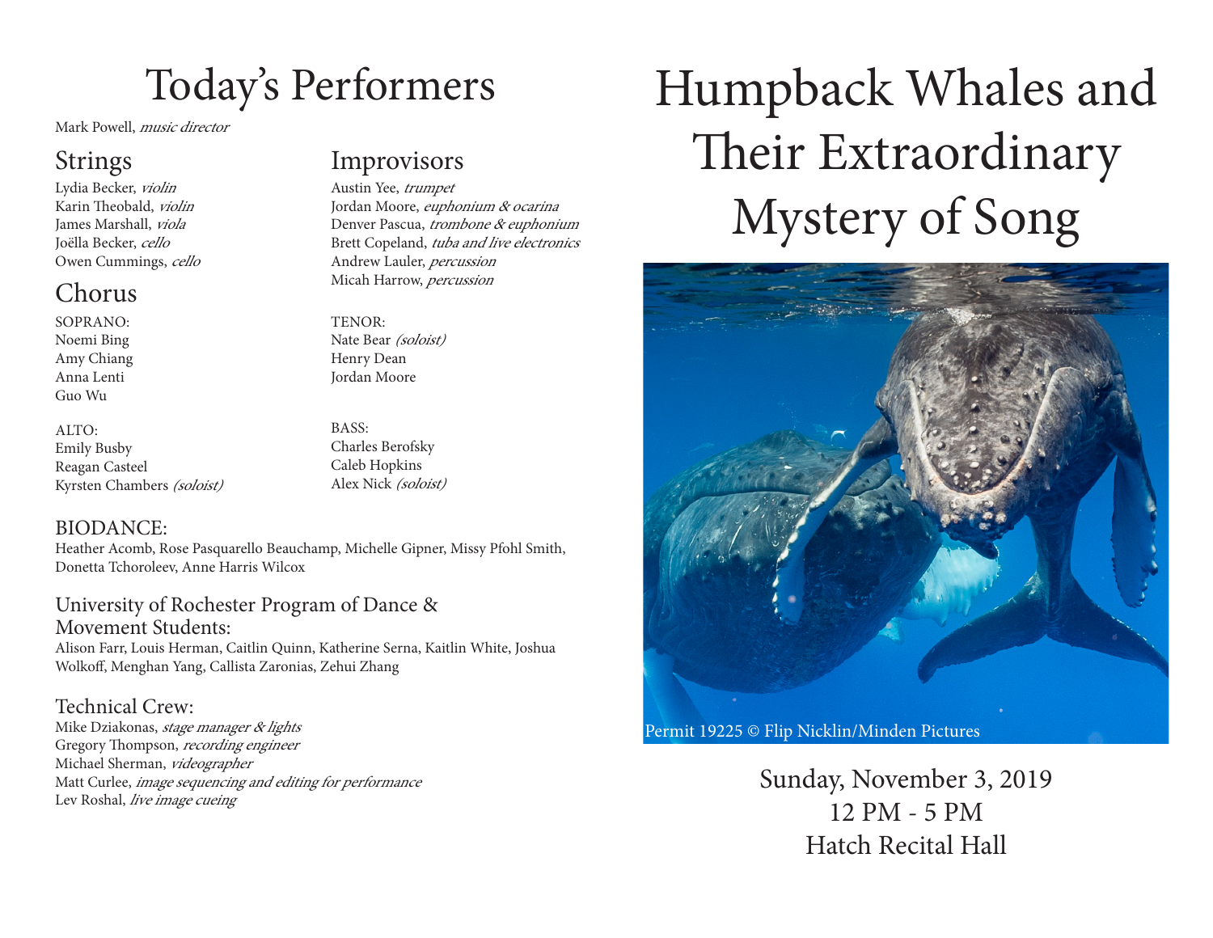# Today's Performers

Mark Powell, *music director*

## Strings

Lydia Becker, *violin*
Karin Theobald, *violin*
James Marshall, *viola*
Joëlla Becker, *cello*
Owen Cummings, *cello*

## Chorus

SOPRANO:
Noemi Bing
Amy Chiang
Anna Lenti
Guo Wu

ALTO:
Emily Busby
Reagan Casteel
Kyrsten Chambers *(soloist)*

## Improvisors

Austin Yee, *trumpet*
Jordan Moore, *euphonium & ocarina*
Denver Pascua, *trombone & euphonium*
Brett Copeland, *tuba and live electronics*
Andrew Lauler, *percussion*
Micah Harrow, *percussion*

TENOR:
Nate Bear *(soloist)*
Henry Dean
Jordan Moore

BASS:
Charles Berofsky
Caleb Hopkins
Alex Nick *(soloist)*

### BIODANCE:

Heather Acomb, Rose Pasquarello Beauchamp, Michelle Gipner, Missy Pfohl Smith, Donetta Tchoroleev, Anne Harris Wilcox

### University of Rochester Program of Dance & Movement Students:

Alison Farr, Louis Herman, Caitlin Quinn, Katherine Serna, Kaitlin White, Joshua Wolkoff, Menghan Yang, Callista Zaronias, Zehui Zhang

### Technical Crew:

Mike Dziakonas, *stage manager & lights*
Gregory Thompson, *recording engineer*
Michael Sherman, *videographer*
Matt Curlee, *image sequencing and editing for performance*
Lev Roshal, *live image cueing*

# Humpback Whales and Their Extraordinary Mystery of Song

Permit 19225 © Flip Nicklin/Minden Pictures

Sunday, November 3, 2019
12 PM - 5 PM
Hatch Recital Hall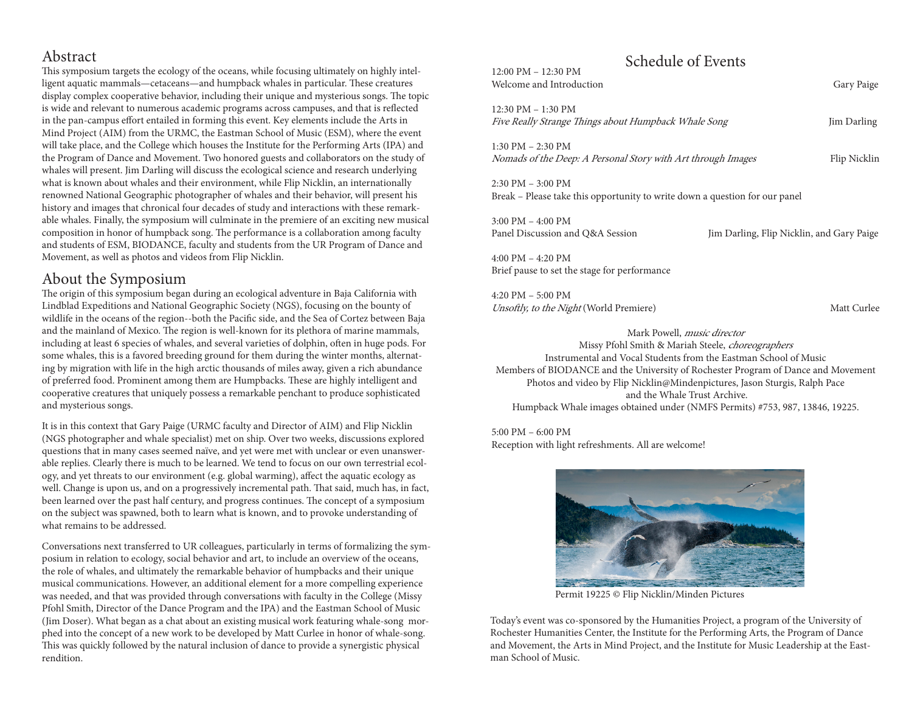## Abstract

This symposium targets the ecology of the oceans, while focusing ultimately on highly intelligent aquatic mammals—cetaceans—and humpback whales in particular. These creatures display complex cooperative behavior, including their unique and mysterious songs. The topic is wide and relevant to numerous academic programs across campuses, and that is reflected in the pan-campus effort entailed in forming this event. Key elements include the Arts in Mind Project (AIM) from the URMC, the Eastman School of Music (ESM), where the event will take place, and the College which houses the Institute for the Performing Arts (IPA) and the Program of Dance and Movement. Two honored guests and collaborators on the study of whales will present. Jim Darling will discuss the ecological science and research underlying what is known about whales and their environment, while Flip Nicklin, an internationally renowned National Geographic photographer of whales and their behavior, will present his history and images that chronical four decades of study and interactions with these remarkable whales. Finally, the symposium will culminate in the premiere of an exciting new musical composition in honor of humpback song. The performance is a collaboration among faculty and students of ESM, BIODANCE, faculty and students from the UR Program of Dance and Movement, as well as photos and videos from Flip Nicklin.

## About the Symposium

The origin of this symposium began during an ecological adventure in Baja California with Lindblad Expeditions and National Geographic Society (NGS), focusing on the bounty of wildlife in the oceans of the region--both the Pacific side, and the Sea of Cortez between Baja and the mainland of Mexico. The region is well-known for its plethora of marine mammals, including at least 6 species of whales, and several varieties of dolphin, often in huge pods. For some whales, this is a favored breeding ground for them during the winter months, alternating by migration with life in the high arctic thousands of miles away, given a rich abundance of preferred food. Prominent among them are Humpbacks. These are highly intelligent and cooperative creatures that uniquely possess a remarkable penchant to produce sophisticated and mysterious songs.

It is in this context that Gary Paige (URMC faculty and Director of AIM) and Flip Nicklin (NGS photographer and whale specialist) met on ship. Over two weeks, discussions explored questions that in many cases seemed naïve, and yet were met with unclear or even unanswerable replies. Clearly there is much to be learned. We tend to focus on our own terrestrial ecology, and yet threats to our environment (e.g. global warming), affect the aquatic ecology as well. Change is upon us, and on a progressively incremental path. That said, much has, in fact, been learned over the past half century, and progress continues. The concept of a symposium on the subject was spawned, both to learn what is known, and to provoke understanding of what remains to be addressed.

Conversations next transferred to UR colleagues, particularly in terms of formalizing the symposium in relation to ecology, social behavior and art, to include an overview of the oceans, the role of whales, and ultimately the remarkable behavior of humpbacks and their unique musical communications. However, an additional element for a more compelling experience was needed, and that was provided through conversations with faculty in the College (Missy Pfohl Smith, Director of the Dance Program and the IPA) and the Eastman School of Music (Jim Doser). What began as a chat about an existing musical work featuring whale-song morphed into the concept of a new work to be developed by Matt Curlee in honor of whale-song. This was quickly followed by the natural inclusion of dance to provide a synergistic physical rendition.

## Schedule of Events

12:00 PM – 12:30 PM
Welcome and Introduction — Gary Paige

12:30 PM – 1:30 PM
*Five Really Strange Things about Humpback Whale Song* — Jim Darling

1:30 PM – 2:30 PM
*Nomads of the Deep: A Personal Story with Art through Images* — Flip Nicklin

2:30 PM – 3:00 PM
Break – Please take this opportunity to write down a question for our panel

3:00 PM – 4:00 PM
Panel Discussion and Q&A Session — Jim Darling, Flip Nicklin, and Gary Paige

4:00 PM – 4:20 PM
Brief pause to set the stage for performance

4:20 PM – 5:00 PM
*Unsoftly, to the Night* (World Premiere) — Matt Curlee

Mark Powell, *music director*
Missy Pfohl Smith & Mariah Steele, *choreographers*
Instrumental and Vocal Students from the Eastman School of Music
Members of BIODANCE and the University of Rochester Program of Dance and Movement
Photos and video by Flip Nicklin@Mindenpictures, Jason Sturgis, Ralph Pace
and the Whale Trust Archive.
Humpback Whale images obtained under (NMFS Permits) #753, 987, 13846, 19225.

5:00 PM – 6:00 PM
Reception with light refreshments. All are welcome!

Permit 19225 © Flip Nicklin/Minden Pictures

Today's event was co-sponsored by the Humanities Project, a program of the University of Rochester Humanities Center, the Institute for the Performing Arts, the Program of Dance and Movement, the Arts in Mind Project, and the Institute for Music Leadership at the Eastman School of Music.